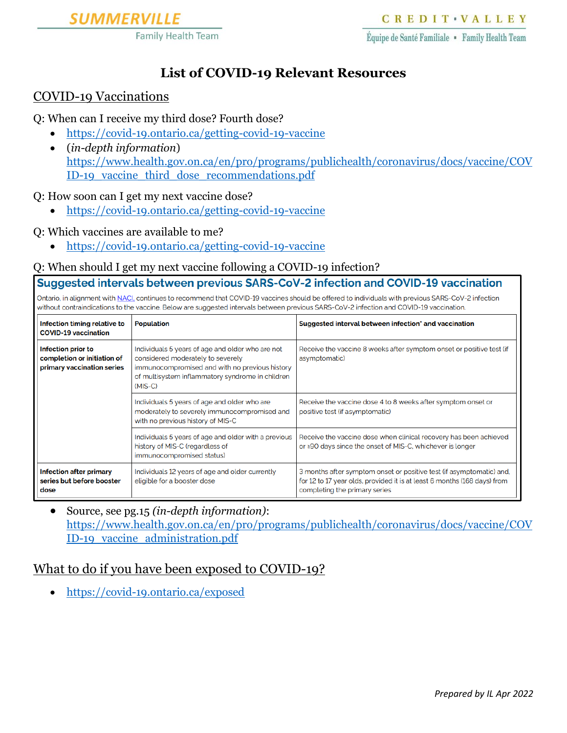SUMMERVILLE Family Health Team

CREDIT·VALLEY Équipe de Santé Familiale ▪ Family Health Team

# List of COVID-19 Relevant Resources

## COVID-19 Vaccinations

Q: When can I receive my third dose? Fourth dose?

- https://covid-19.ontario.ca/getting-covid-19-vaccine
- (*in-depth information*) https://www.health.gov.on.ca/en/pro/programs/publichealth/coronavirus/docs/vaccine/COVID-19_vaccine_third_dose_recommendations.pdf

Q: How soon can I get my next vaccine dose?

- https://covid-19.ontario.ca/getting-covid-19-vaccine

Q: Which vaccines are available to me?

- https://covid-19.ontario.ca/getting-covid-19-vaccine

Q: When should I get my next vaccine following a COVID-19 infection?

**Suggested intervals between previous SARS-CoV-2 infection and COVID-19 vaccination**

Ontario, in alignment with NACI, continues to recommend that COVID-19 vaccines should be offered to individuals with previous SARS-CoV-2 infection without contraindications to the vaccine. Below are suggested intervals between previous SARS-CoV-2 infection and COVID-19 vaccination.

| Infection timing relative to COVID-19 vaccination | Population | Suggested interval between infection* and vaccination |
|---|---|---|
| Infection prior to completion or initiation of primary vaccination series | Individuals 5 years of age and older who are not considered moderately to severely immunocompromised and with no previous history of multisystem inflammatory syndrome in children (MIS-C) | Receive the vaccine 8 weeks after symptom onset or positive test (if asymptomatic) |
| | Individuals 5 years of age and older who are moderately to severely immunocompromised and with no previous history of MIS-C | Receive the vaccine dose 4 to 8 weeks after symptom onset or positive test (if asymptomatic) |
| | Individuals 5 years of age and older with a previous history of MIS-C (regardless of immunocompromised status) | Receive the vaccine dose when clinical recovery has been achieved or ≥90 days since the onset of MIS-C, whichever is longer |
| Infection after primary series but before booster dose | Individuals 12 years of age and older currently eligible for a booster dose | 3 months after symptom onset or positive test (if asymptomatic) and, for 12 to 17 year olds, provided it is at least 6 months (168 days) from completing the primary series |

- Source, see pg.15 (*in-depth information*): https://www.health.gov.on.ca/en/pro/programs/publichealth/coronavirus/docs/vaccine/COVID-19_vaccine_administration.pdf

## What to do if you have been exposed to COVID-19?

- https://covid-19.ontario.ca/exposed

*Prepared by IL Apr 2022*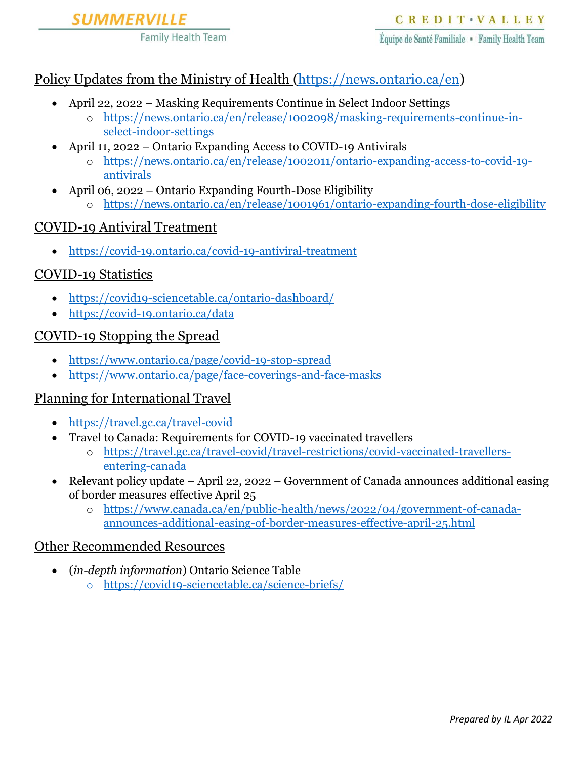## Policy Updates from the Ministry of Health (https://news.ontario.ca/en)

- April 22, 2022 – Masking Requirements Continue in Select Indoor Settings
  - https://news.ontario.ca/en/release/1002098/masking-requirements-continue-in-select-indoor-settings
- April 11, 2022 – Ontario Expanding Access to COVID-19 Antivirals
  - https://news.ontario.ca/en/release/1002011/ontario-expanding-access-to-covid-19-antivirals
- April 06, 2022 – Ontario Expanding Fourth-Dose Eligibility
  - https://news.ontario.ca/en/release/1001961/ontario-expanding-fourth-dose-eligibility

## COVID-19 Antiviral Treatment

- https://covid-19.ontario.ca/covid-19-antiviral-treatment

## COVID-19 Statistics

- https://covid19-sciencetable.ca/ontario-dashboard/
- https://covid-19.ontario.ca/data

## COVID-19 Stopping the Spread

- https://www.ontario.ca/page/covid-19-stop-spread
- https://www.ontario.ca/page/face-coverings-and-face-masks

## Planning for International Travel

- https://travel.gc.ca/travel-covid
- Travel to Canada: Requirements for COVID-19 vaccinated travellers
  - https://travel.gc.ca/travel-covid/travel-restrictions/covid-vaccinated-travellers-entering-canada
- Relevant policy update – April 22, 2022 – Government of Canada announces additional easing of border measures effective April 25
  - https://www.canada.ca/en/public-health/news/2022/04/government-of-canada-announces-additional-easing-of-border-measures-effective-april-25.html

## Other Recommended Resources

- (*in-depth information*) Ontario Science Table
  - https://covid19-sciencetable.ca/science-briefs/

*Prepared by IL Apr 2022*